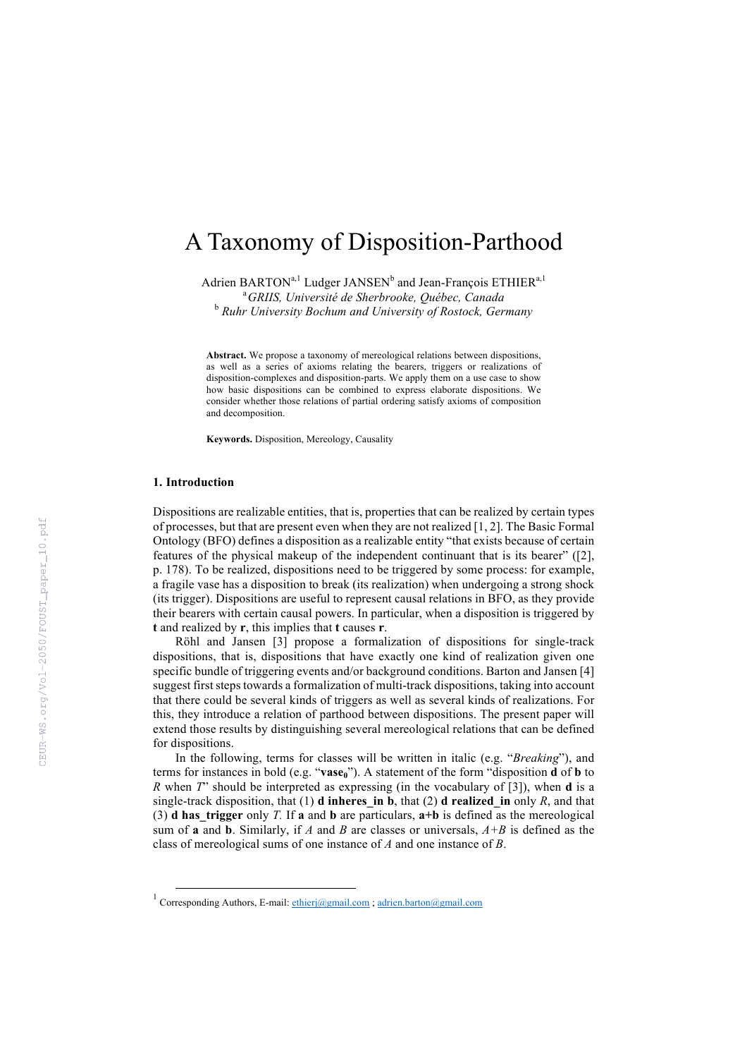# A Taxonomy of Disposition-Parthood

Adrien BARTON[a,1] Ludger JANSEN[b] and Jean-François ETHIER[a,1]

[a] *GRIIS, Université de Sherbrooke, Québec, Canada*

[b] *Ruhr University Bochum and University of Rostock, Germany*

**Abstract.** We propose a taxonomy of mereological relations between dispositions, as well as a series of axioms relating the bearers, triggers or realizations of disposition-complexes and disposition-parts. We apply them on a use case to show how basic dispositions can be combined to express elaborate dispositions. We consider whether those relations of partial ordering satisfy axioms of composition and decomposition.

**Keywords.** Disposition, Mereology, Causality

## 1. Introduction

Dispositions are realizable entities, that is, properties that can be realized by certain types of processes, but that are present even when they are not realized [1, 2]. The Basic Formal Ontology (BFO) defines a disposition as a realizable entity "that exists because of certain features of the physical makeup of the independent continuant that is its bearer" ([2], p. 178). To be realized, dispositions need to be triggered by some process: for example, a fragile vase has a disposition to break (its realization) when undergoing a strong shock (its trigger). Dispositions are useful to represent causal relations in BFO, as they provide their bearers with certain causal powers. In particular, when a disposition is triggered by **t** and realized by **r**, this implies that **t** causes **r**.

Röhl and Jansen [3] propose a formalization of dispositions for single-track dispositions, that is, dispositions that have exactly one kind of realization given one specific bundle of triggering events and/or background conditions. Barton and Jansen [4] suggest first steps towards a formalization of multi-track dispositions, taking into account that there could be several kinds of triggers as well as several kinds of realizations. For this, they introduce a relation of parthood between dispositions. The present paper will extend those results by distinguishing several mereological relations that can be defined for dispositions.

In the following, terms for classes will be written in italic (e.g. "*Breaking*"), and terms for instances in bold (e.g. "$\mathbf{vase_0}$"). A statement of the form "disposition **d** of **b** to *R* when *T*" should be interpreted as expressing (in the vocabulary of [3]), when **d** is a single-track disposition, that (1) **d inheres_in b**, that (2) **d realized_in** only *R*, and that (3) **d has_trigger** only *T.* If **a** and **b** are particulars, **a+b** is defined as the mereological sum of **a** and **b**. Similarly, if *A* and *B* are classes or universals, *A+B* is defined as the class of mereological sums of one instance of *A* and one instance of *B*.

[1] Corresponding Authors, E-mail: ethierj@gmail.com ; adrien.barton@gmail.com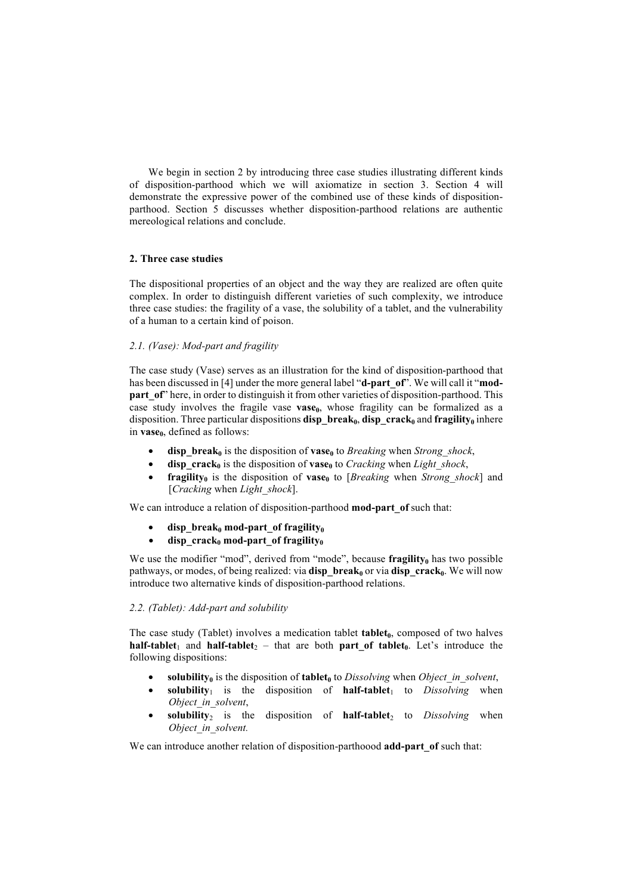We begin in section 2 by introducing three case studies illustrating different kinds of disposition-parthood which we will axiomatize in section 3. Section 4 will demonstrate the expressive power of the combined use of these kinds of disposition-parthood. Section 5 discusses whether disposition-parthood relations are authentic mereological relations and conclude.

## 2. Three case studies

The dispositional properties of an object and the way they are realized are often quite complex. In order to distinguish different varieties of such complexity, we introduce three case studies: the fragility of a vase, the solubility of a tablet, and the vulnerability of a human to a certain kind of poison.

### *2.1. (Vase): Mod-part and fragility*

The case study (Vase) serves as an illustration for the kind of disposition-parthood that has been discussed in [4] under the more general label "**d-part_of**". We will call it "**mod-part_of**" here, in order to distinguish it from other varieties of disposition-parthood. This case study involves the fragile vase **vase$_0$**, whose fragility can be formalized as a disposition. Three particular dispositions **disp_break$_0$**, **disp_crack$_0$** and **fragility$_0$** inhere in **vase$_0$**, defined as follows:

- **disp_break$_0$** is the disposition of **vase$_0$** to *Breaking* when *Strong_shock*,
- **disp_crack$_0$** is the disposition of **vase$_0$** to *Cracking* when *Light_shock*,
- **fragility$_0$** is the disposition of **vase$_0$** to [*Breaking* when *Strong_shock*] and [*Cracking* when *Light_shock*].

We can introduce a relation of disposition-parthood **mod-part_of** such that:

- **disp_break$_0$ mod-part_of fragility$_0$**
- **disp_crack$_0$ mod-part_of fragility$_0$**

We use the modifier "mod", derived from "mode", because **fragility$_0$** has two possible pathways, or modes, of being realized: via **disp_break$_0$** or via **disp_crack$_0$**. We will now introduce two alternative kinds of disposition-parthood relations.

### *2.2. (Tablet): Add-part and solubility*

The case study (Tablet) involves a medication tablet **tablet$_0$**, composed of two halves **half-tablet$_1$** and **half-tablet$_2$** – that are both **part_of tablet$_0$**. Let's introduce the following dispositions:

- **solubility$_0$** is the disposition of **tablet$_0$** to *Dissolving* when *Object_in_solvent*,
- **solubility$_1$** is the disposition of **half-tablet$_1$** to *Dissolving* when *Object_in_solvent*,
- **solubility$_2$** is the disposition of **half-tablet$_2$** to *Dissolving* when *Object_in_solvent.*

We can introduce another relation of disposition-parthoood **add-part_of** such that: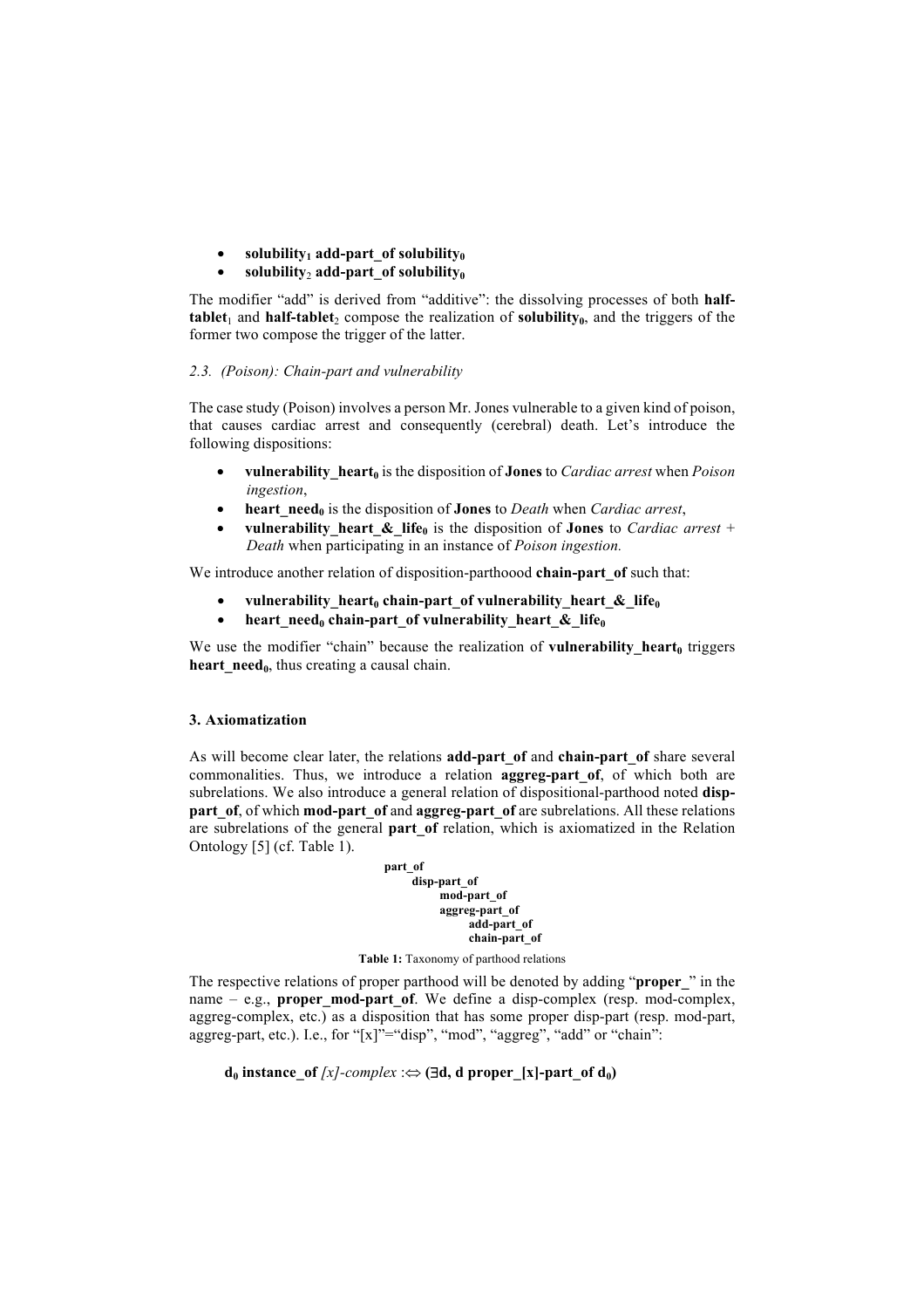- **solubility$_1$ add-part_of solubility$_0$**
- **solubility$_2$ add-part_of solubility$_0$**

The modifier "add" is derived from "additive": the dissolving processes of both **half-tablet**$_1$ and **half-tablet**$_2$ compose the realization of **solubility$_0$**, and the triggers of the former two compose the trigger of the latter.

### *2.3. (Poison): Chain-part and vulnerability*

The case study (Poison) involves a person Mr. Jones vulnerable to a given kind of poison, that causes cardiac arrest and consequently (cerebral) death. Let's introduce the following dispositions:

- **vulnerability_heart$_0$** is the disposition of **Jones** to *Cardiac arrest* when *Poison ingestion*,
- **heart_need$_0$** is the disposition of **Jones** to *Death* when *Cardiac arrest*,
- **vulnerability_heart_&_life$_0$** is the disposition of **Jones** to *Cardiac arrest* + *Death* when participating in an instance of *Poison ingestion.*

We introduce another relation of disposition-parthoood **chain-part_of** such that:

- **vulnerability_heart$_0$ chain-part_of vulnerability_heart_&_life$_0$**
- **heart_need$_0$ chain-part_of vulnerability_heart_&_life$_0$**

We use the modifier "chain" because the realization of **vulnerability_heart$_0$** triggers **heart_need$_0$**, thus creating a causal chain.

## 3. Axiomatization

As will become clear later, the relations **add-part_of** and **chain-part_of** share several commonalities. Thus, we introduce a relation **aggreg-part_of**, of which both are subrelations. We also introduce a general relation of dispositional-parthood noted **disp-part_of**, of which **mod-part_of** and **aggreg-part_of** are subrelations. All these relations are subrelations of the general **part_of** relation, which is axiomatized in the Relation Ontology [5] (cf. Table 1).

```
part_of
    disp-part_of
        mod-part_of
        aggreg-part_of
            add-part_of
            chain-part_of
```

**Table 1:** Taxonomy of parthood relations

The respective relations of proper parthood will be denoted by adding "**proper_**" in the name – e.g., **proper_mod-part_of**. We define a disp-complex (resp. mod-complex, aggreg-complex, etc.) as a disposition that has some proper disp-part (resp. mod-part, aggreg-part, etc.). I.e., for "[x]"="disp", "mod", "aggreg", "add" or "chain":

**d$_0$ instance_of** *[x]-complex* **:⇔ (∃d, d proper_[x]-part_of d$_0$)**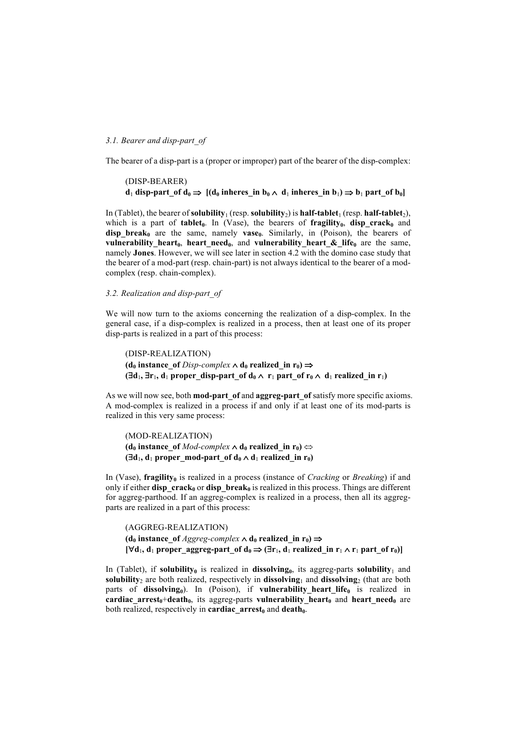### *3.1. Bearer and disp-part_of*

The bearer of a disp-part is a (proper or improper) part of the bearer of the disp-complex:

(DISP-BEARER)

$$\mathbf{d_1\ disp\text{-}part\_of\ d_0 \Rightarrow [(d_0\ inheres\_in\ b_0 \wedge d_1\ inheres\_in\ b_1) \Rightarrow b_1\ part\_of\ b_0]}$$

In (Tablet), the bearer of **solubility**$_1$ (resp. **solubility**$_2$) is **half-tablet**$_1$ (resp. **half-tablet**$_2$), which is a part of **tablet**$_0$. In (Vase), the bearers of **fragility**$_0$, **disp_crack**$_0$ and **disp_break**$_0$ are the same, namely **vase**$_0$. Similarly, in (Poison), the bearers of **vulnerability_heart**$_0$, **heart_need**$_0$, and **vulnerability_heart_&_life**$_0$ are the same, namely **Jones**. However, we will see later in section 4.2 with the domino case study that the bearer of a mod-part (resp. chain-part) is not always identical to the bearer of a mod-complex (resp. chain-complex).

### *3.2. Realization and disp-part_of*

We will now turn to the axioms concerning the realization of a disp-complex. In the general case, if a disp-complex is realized in a process, then at least one of its proper disp-parts is realized in a part of this process:

(DISP-REALIZATION)

$$\mathbf{(d_0\ instance\_of\ \textit{Disp-complex} \wedge d_0\ realized\_in\ r_0) \Rightarrow}$$
$$\mathbf{(\exists d_1, \exists r_1, d_1\ proper\_disp\text{-}part\_of\ d_0 \wedge r_1\ part\_of\ r_0 \wedge d_1\ realized\_in\ r_1)}$$

As we will now see, both **mod-part_of** and **aggreg-part_of** satisfy more specific axioms. A mod-complex is realized in a process if and only if at least one of its mod-parts is realized in this very same process:

(MOD-REALIZATION)

$$\mathbf{(d_0\ instance\_of\ \textit{Mod-complex} \wedge d_0\ realized\_in\ r_0) \Leftrightarrow}$$
$$\mathbf{(\exists d_1, d_1\ proper\_mod\text{-}part\_of\ d_0 \wedge d_1\ realized\_in\ r_0)}$$

In (Vase), **fragility**$_0$ is realized in a process (instance of *Cracking* or *Breaking*) if and only if either **disp_crack**$_0$ or **disp_break**$_0$ is realized in this process. Things are different for aggreg-parthood. If an aggreg-complex is realized in a process, then all its aggreg-parts are realized in a part of this process:

(AGGREG-REALIZATION)

$$\mathbf{(d_0\ instance\_of\ \textit{Aggreg-complex} \wedge d_0\ realized\_in\ r_0) \Rightarrow}$$
$$\mathbf{[\forall d_1, d_1\ proper\_aggreg\text{-}part\_of\ d_0 \Rightarrow (\exists r_1, d_1\ realized\_in\ r_1 \wedge r_1\ part\_of\ r_0)]}$$

In (Tablet), if **solubility**$_0$ is realized in **dissolving**$_0$, its aggreg-parts **solubility**$_1$ and **solubility**$_2$ are both realized, respectively in **dissolving**$_1$ and **dissolving**$_2$ (that are both parts of **dissolving**$_0$). In (Poison), if **vulnerability_heart_life**$_0$ is realized in **cardiac_arrest**$_0$+**death**$_0$, its aggreg-parts **vulnerability_heart**$_0$ and **heart_need**$_0$ are both realized, respectively in **cardiac_arrest**$_0$ and **death**$_0$.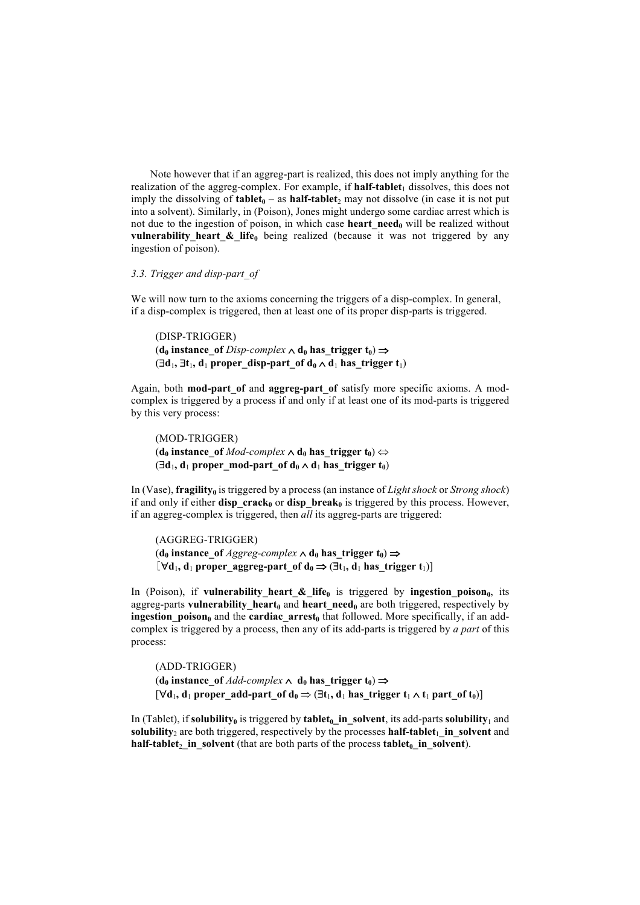Note however that if an aggreg-part is realized, this does not imply anything for the realization of the aggreg-complex. For example, if **half-tablet**$_1$ dissolves, this does not imply the dissolving of **tablet**$_0$ – as **half-tablet**$_2$ may not dissolve (in case it is not put into a solvent). Similarly, in (Poison), Jones might undergo some cardiac arrest which is not due to the ingestion of poison, in which case **heart_need**$_0$ will be realized without **vulnerability_heart_&_life**$_0$ being realized (because it was not triggered by any ingestion of poison).

### *3.3. Trigger and disp-part_of*

We will now turn to the axioms concerning the triggers of a disp-complex. In general, if a disp-complex is triggered, then at least one of its proper disp-parts is triggered.

(DISP-TRIGGER)

$$(\mathbf{d_0}\ \textbf{instance\_of}\ \textit{Disp-complex} \wedge \mathbf{d_0}\ \textbf{has\_trigger}\ \mathbf{t_0}) \Rightarrow (\exists \mathbf{d_1}, \exists \mathbf{t_1}, \mathbf{d_1}\ \textbf{proper\_disp-part\_of}\ \mathbf{d_0} \wedge \mathbf{d_1}\ \textbf{has\_trigger}\ \mathbf{t_1})$$

Again, both **mod-part_of** and **aggreg-part_of** satisfy more specific axioms. A mod-complex is triggered by a process if and only if at least one of its mod-parts is triggered by this very process:

(MOD-TRIGGER)

$$(\mathbf{d_0}\ \textbf{instance\_of}\ \textit{Mod-complex} \wedge \mathbf{d_0}\ \textbf{has\_trigger}\ \mathbf{t_0}) \Leftrightarrow (\exists \mathbf{d_1}, \mathbf{d_1}\ \textbf{proper\_mod-part\_of}\ \mathbf{d_0} \wedge \mathbf{d_1}\ \textbf{has\_trigger}\ \mathbf{t_0})$$

In (Vase), **fragility**$_0$ is triggered by a process (an instance of *Light shock* or *Strong shock*) if and only if either **disp_crack**$_0$ or **disp_break**$_0$ is triggered by this process. However, if an aggreg-complex is triggered, then *all* its aggreg-parts are triggered:

(AGGREG-TRIGGER)

$$(\mathbf{d_0}\ \textbf{instance\_of}\ \textit{Aggreg-complex} \wedge \mathbf{d_0}\ \textbf{has\_trigger}\ \mathbf{t_0}) \Rightarrow [\forall \mathbf{d_1}, \mathbf{d_1}\ \textbf{proper\_aggreg-part\_of}\ \mathbf{d_0} \Rightarrow (\exists \mathbf{t_1}, \mathbf{d_1}\ \textbf{has\_trigger}\ \mathbf{t_1})]$$

In (Poison), if **vulnerability_heart_&_life**$_0$ is triggered by **ingestion_poison**$_0$, its aggreg-parts **vulnerability_heart**$_0$ and **heart_need**$_0$ are both triggered, respectively by **ingestion_poison**$_0$ and the **cardiac_arrest**$_0$ that followed. More specifically, if an add-complex is triggered by a process, then any of its add-parts is triggered by *a part* of this process:

(ADD-TRIGGER)

$$(\mathbf{d_0}\ \textbf{instance\_of}\ \textit{Add-complex} \wedge \mathbf{d_0}\ \textbf{has\_trigger}\ \mathbf{t_0}) \Rightarrow [\forall \mathbf{d_1}, \mathbf{d_1}\ \textbf{proper\_add-part\_of}\ \mathbf{d_0} \Rightarrow (\exists \mathbf{t_1}, \mathbf{d_1}\ \textbf{has\_trigger}\ \mathbf{t_1} \wedge \mathbf{t_1}\ \textbf{part\_of}\ \mathbf{t_0})]$$

In (Tablet), if **solubility**$_0$ is triggered by **tablet**$_0$**_in_solvent**, its add-parts **solubility**$_1$ and **solubility**$_2$ are both triggered, respectively by the processes **half-tablet**$_1$**_in_solvent** and **half-tablet**$_2$**_in_solvent** (that are both parts of the process **tablet**$_0$**_in_solvent**).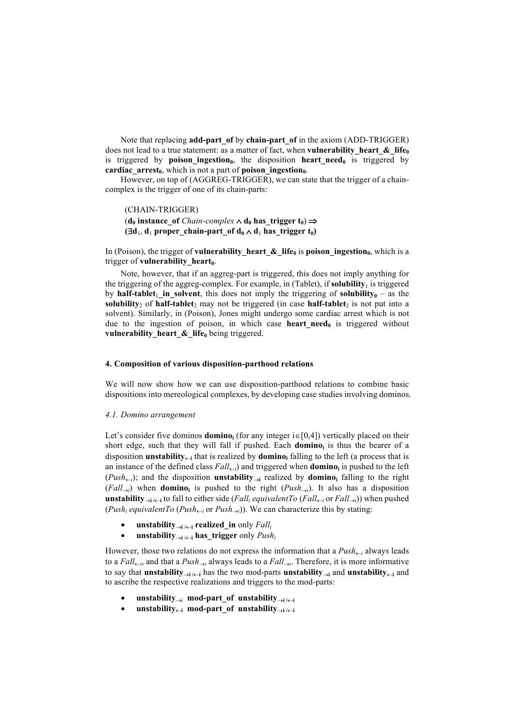Note that replacing **add-part_of** by **chain-part_of** in the axiom (ADD-TRIGGER) does not lead to a true statement: as a matter of fact, when $\mathbf{vulnerability\_heart\_\&\_life_0}$ is triggered by $\mathbf{poison\_ingestion_0}$, the disposition $\mathbf{heart\_need_0}$ is triggered by $\mathbf{cardiac\_arrest_0}$, which is not a part of $\mathbf{poison\_ingestion_0}$.

However, on top of (AGGREG-TRIGGER), we can state that the trigger of a chain-complex is the trigger of one of its chain-parts:

(CHAIN-TRIGGER)
$(\mathbf{d_0}\ \mathbf{instance\_of}\ \mathit{Chain\text{-}complex} \wedge \mathbf{d_0}\ \mathbf{has\_trigger}\ \mathbf{t_0}) \Rightarrow$
$(\exists \mathbf{d}_1, \mathbf{d}_1\ \mathbf{proper\_chain\text{-}part\_of}\ \mathbf{d_0} \wedge \mathbf{d}_1\ \mathbf{has\_trigger}\ \mathbf{t_0})$

In (Poison), the trigger of $\mathbf{vulnerability\_heart\_\&\_life_0}$ is $\mathbf{poison\_ingestion_0}$, which is a trigger of $\mathbf{vulnerability\_heart_0}$.

Note, however, that if an aggreg-part is triggered, this does not imply anything for the triggering of the aggreg-complex. For example, in (Tablet), if $\mathbf{solubility}_1$ is triggered by $\mathbf{half\text{-}tablet}_1\mathbf{\_in\_solvent}$, this does not imply the triggering of $\mathbf{solubility_0}$ – as the $\mathbf{solubility}_2$ of $\mathbf{half\text{-}tablet}_2$ may not be triggered (in case $\mathbf{half\text{-}tablet}_2$ is not put into a solvent). Similarly, in (Poison), Jones might undergo some cardiac arrest which is not due to the ingestion of poison, in which case $\mathbf{heart\_need_0}$ is triggered without $\mathbf{vulnerability\_heart\_\&\_life_0}$ being triggered.

## 4. Composition of various disposition-parthood relations

We will now show how we can use disposition-parthood relations to combine basic dispositions into mereological complexes, by developing case studies involving dominos.

### *4.1. Domino arrangement*

Let's consider five dominos $\mathbf{domino_i}$ (for any integer $i \in [0,4]$) vertically placed on their short edge, such that they will fall if pushed. Each $\mathbf{domino_i}$ is thus the bearer of a disposition $\mathbf{unstability_{\leftarrow i}}$ that is realized by $\mathbf{domino_i}$ falling to the left (a process that is an instance of the defined class $\mathit{Fall}_{\leftarrow i}$) and triggered when $\mathbf{domino_i}$ is pushed to the left ($\mathit{Push}_{\leftarrow i}$); and the disposition $\mathbf{unstability_{\rightarrow i}}$ realized by $\mathbf{domino_i}$ falling to the right ($\mathit{Fall}_{\rightarrow i}$) when $\mathbf{domino_i}$ is pushed to the right ($\mathit{Push}_{\rightarrow i}$). It also has a disposition $\mathbf{unstability_{\rightarrow i / \leftarrow i}}$ to fall to either side ($\mathit{Fall}_i$ *equivalentTo* ($\mathit{Fall}_{\leftarrow i}$ or $\mathit{Fall}_{\rightarrow i}$)) when pushed ($\mathit{Push}_i$ *equivalentTo* ($\mathit{Push}_{\leftarrow i}$ or $\mathit{Push}_{\rightarrow i}$)). We can characterize this by stating:

- $\mathbf{unstability_{\rightarrow i / \leftarrow i}}$ **realized_in** only $\mathit{Fall}_i$
- $\mathbf{unstability_{\rightarrow i / \leftarrow i}}$ **has_trigger** only $\mathit{Push}_i$

However, those two relations do not express the information that a $\mathit{Push}_{\leftarrow i}$ always leads to a $\mathit{Fall}_{\leftarrow i}$, and that a $\mathit{Push}_{\rightarrow i}$ always leads to a $\mathit{Fall}_{\rightarrow i}$. Therefore, it is more informative to say that $\mathbf{unstability_{\rightarrow i / \leftarrow i}}$ has the two mod-parts $\mathbf{unstability_{\rightarrow i}}$ and $\mathbf{unstability_{\leftarrow i}}$ and to ascribe the respective realizations and triggers to the mod-parts:

- $\mathbf{unstability_{\rightarrow i}}$ **mod-part_of** $\mathbf{unstability_{\rightarrow i / \leftarrow i}}$
- $\mathbf{unstability_{\leftarrow i}}$ **mod-part_of** $\mathbf{unstability_{\rightarrow i / \leftarrow i}}$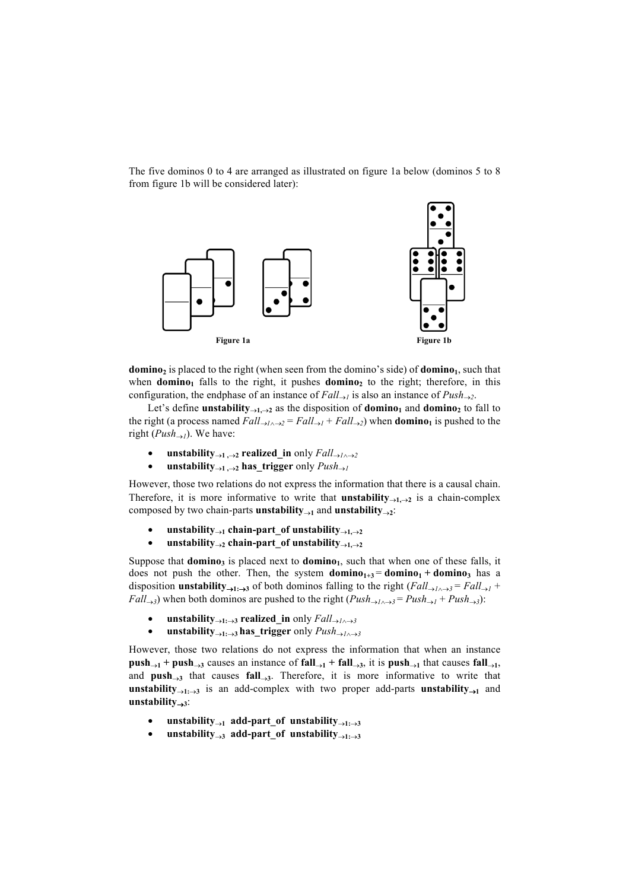The five dominos 0 to 4 are arranged as illustrated on figure 1a below (dominos 5 to 8 from figure 1b will be considered later):

Figure 1a

Figure 1b

**domino$_2$** is placed to the right (when seen from the domino's side) of **domino$_1$**, such that when **domino$_1$** falls to the right, it pushes **domino$_2$** to the right; therefore, in this configuration, the endphase of an instance of $Fall_{\rightarrow 1}$ is also an instance of $Push_{\rightarrow 2}$.

Let's define **unstability$_{\rightarrow 1,\rightarrow 2}$** as the disposition of **domino$_1$** and **domino$_2$** to fall to the right (a process named $Fall_{\rightarrow 1\wedge\rightarrow 2} = Fall_{\rightarrow 1} + Fall_{\rightarrow 2}$) when **domino$_1$** is pushed to the right ($Push_{\rightarrow 1}$). We have:

- **unstability$_{\rightarrow 1,\rightarrow 2}$ realized_in** only $Fall_{\rightarrow 1\wedge\rightarrow 2}$
- **unstability$_{\rightarrow 1,\rightarrow 2}$ has_trigger** only $Push_{\rightarrow 1}$

However, those two relations do not express the information that there is a causal chain. Therefore, it is more informative to write that **unstability$_{\rightarrow 1,\rightarrow 2}$** is a chain-complex composed by two chain-parts **unstability$_{\rightarrow 1}$** and **unstability$_{\rightarrow 2}$**:

- **unstability$_{\rightarrow 1}$ chain-part_of unstability$_{\rightarrow 1,\rightarrow 2}$**
- **unstability$_{\rightarrow 2}$ chain-part_of unstability$_{\rightarrow 1,\rightarrow 2}$**

Suppose that **domino$_3$** is placed next to **domino$_1$**, such that when one of these falls, it does not push the other. Then, the system **domino$_{1+3}$ = domino$_1$ + domino$_3$** has a disposition **unstability$_{\rightarrow 1:\rightarrow 3}$** of both dominos falling to the right ($Fall_{\rightarrow 1\wedge\rightarrow 3} = Fall_{\rightarrow 1} + Fall_{\rightarrow 3}$) when both dominos are pushed to the right ($Push_{\rightarrow 1\wedge\rightarrow 3} = Push_{\rightarrow 1} + Push_{\rightarrow 3}$):

- **unstability$_{\rightarrow 1:\rightarrow 3}$ realized_in** only $Fall_{\rightarrow 1\wedge\rightarrow 3}$
- **unstability$_{\rightarrow 1:\rightarrow 3}$ has_trigger** only $Push_{\rightarrow 1\wedge\rightarrow 3}$

However, those two relations do not express the information that when an instance **push$_{\rightarrow 1}$ + push$_{\rightarrow 3}$** causes an instance of **fall$_{\rightarrow 1}$ + fall$_{\rightarrow 3}$**, it is **push$_{\rightarrow 1}$** that causes **fall$_{\rightarrow 1}$**, and **push$_{\rightarrow 3}$** that causes **fall$_{\rightarrow 3}$**. Therefore, it is more informative to write that **unstability$_{\rightarrow 1:\rightarrow 3}$** is an add-complex with two proper add-parts **unstability$_{\rightarrow 1}$** and **unstability$_{\rightarrow 3}$**:

- **unstability$_{\rightarrow 1}$ add-part_of unstability$_{\rightarrow 1:\rightarrow 3}$**
- **unstability$_{\rightarrow 3}$ add-part_of unstability$_{\rightarrow 1:\rightarrow 3}$**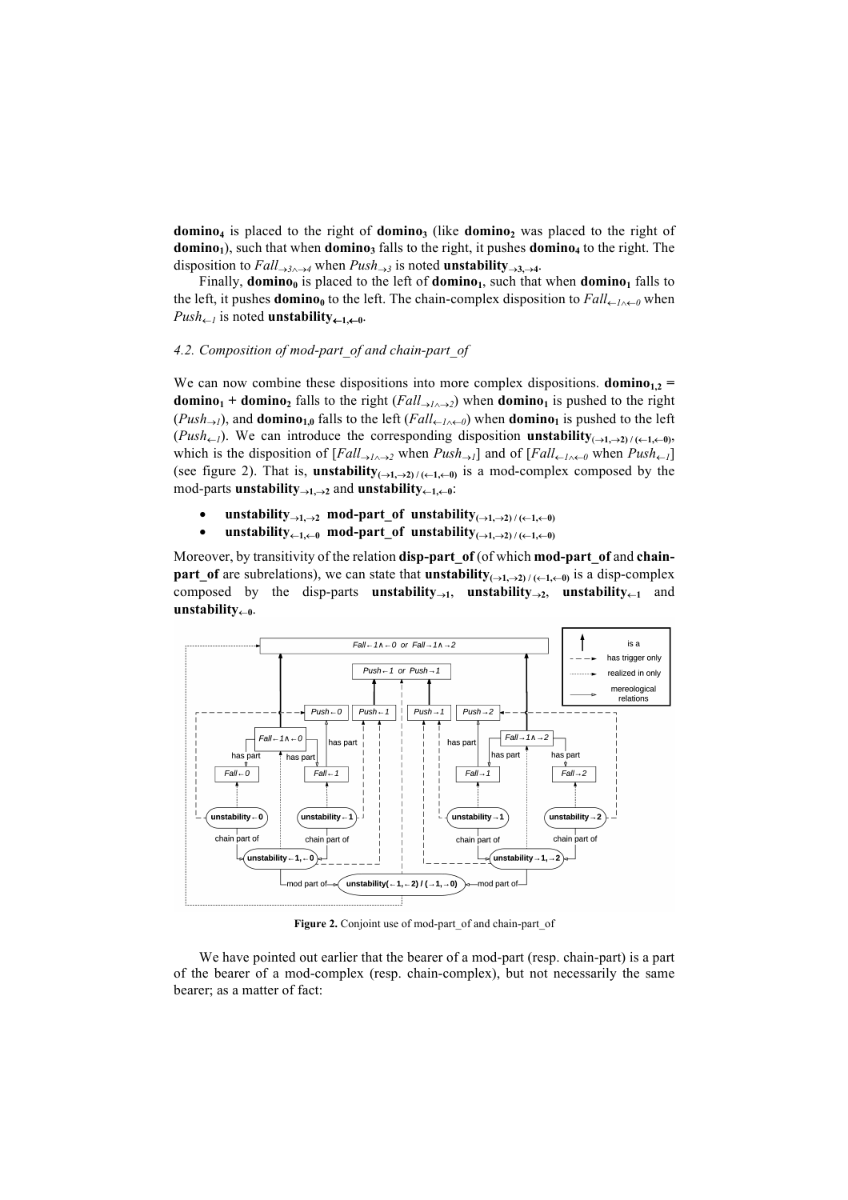**$domino_4$** is placed to the right of **$domino_3$** (like **$domino_2$** was placed to the right of **$domino_1$**), such that when **$domino_3$** falls to the right, it pushes **$domino_4$** to the right. The disposition to $Fall_{\rightarrow 3 \wedge \rightarrow 4}$ when $Push_{\rightarrow 3}$ is noted **$unstability_{\rightarrow 3, \rightarrow 4}$**.

Finally, **$domino_0$** is placed to the left of **$domino_1$**, such that when **$domino_1$** falls to the left, it pushes **$domino_0$** to the left. The chain-complex disposition to $Fall_{\leftarrow 1 \wedge \leftarrow 0}$ when $Push_{\leftarrow 1}$ is noted **$unstability_{\leftarrow 1, \leftarrow 0}$**.

### 4.2. Composition of mod-part_of and chain-part_of

We can now combine these dispositions into more complex dispositions. **$domino_{1,2}$ = $domino_1$ + $domino_2$** falls to the right ($Fall_{\rightarrow 1 \wedge \rightarrow 2}$) when **$domino_1$** is pushed to the right ($Push_{\rightarrow 1}$), and **$domino_{1,0}$** falls to the left ($Fall_{\leftarrow 1 \wedge \leftarrow 0}$) when **$domino_1$** is pushed to the left ($Push_{\leftarrow 1}$). We can introduce the corresponding disposition **$unstability_{(\rightarrow 1, \rightarrow 2) / (\leftarrow 1, \leftarrow 0)}$**, which is the disposition of [$Fall_{\rightarrow 1 \wedge \rightarrow 2}$ when $Push_{\rightarrow 1}$] and of [$Fall_{\leftarrow 1 \wedge \leftarrow 0}$ when $Push_{\leftarrow 1}$] (see figure 2). That is, **$unstability_{(\rightarrow 1, \rightarrow 2) / (\leftarrow 1, \leftarrow 0)}$** is a mod-complex composed by the mod-parts **$unstability_{\rightarrow 1, \rightarrow 2}$** and **$unstability_{\leftarrow 1, \leftarrow 0}$**:

- **$unstability_{\rightarrow 1, \rightarrow 2}$ mod-part_of $unstability_{(\rightarrow 1, \rightarrow 2) / (\leftarrow 1, \leftarrow 0)}$**
- **$unstability_{\leftarrow 1, \leftarrow 0}$ mod-part_of $unstability_{(\rightarrow 1, \rightarrow 2) / (\leftarrow 1, \leftarrow 0)}$**

Moreover, by transitivity of the relation **disp-part_of** (of which **mod-part_of** and **chain-part_of** are subrelations), we can state that **$unstability_{(\rightarrow 1, \rightarrow 2) / (\leftarrow 1, \leftarrow 0)}$** is a disp-complex composed by the disp-parts **$unstability_{\rightarrow 1}$**, **$unstability_{\rightarrow 2}$**, **$unstability_{\leftarrow 1}$** and **$unstability_{\leftarrow 0}$**.

**Figure 2.** Conjoint use of mod-part_of and chain-part_of

We have pointed out earlier that the bearer of a mod-part (resp. chain-part) is a part of the bearer of a mod-complex (resp. chain-complex), but not necessarily the same bearer; as a matter of fact: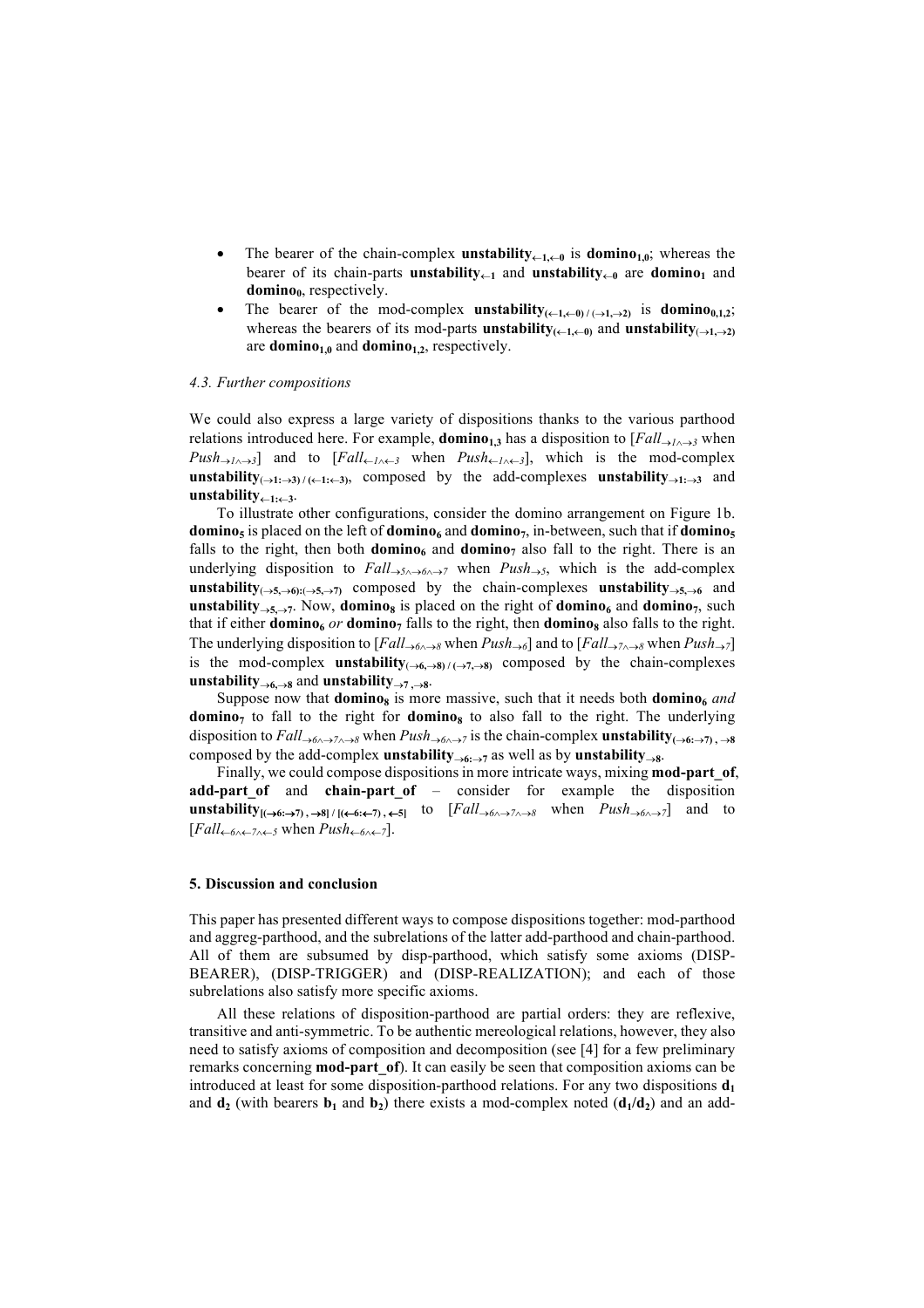- The bearer of the chain-complex $\mathbf{unstability}_{\leftarrow 1,\leftarrow 0}$ is $\mathbf{domino}_{1,0}$; whereas the bearer of its chain-parts $\mathbf{unstability}_{\leftarrow 1}$ and $\mathbf{unstability}_{\leftarrow 0}$ are $\mathbf{domino}_1$ and $\mathbf{domino}_0$, respectively.
- The bearer of the mod-complex $\mathbf{unstability}_{(\leftarrow 1,\leftarrow 0)\,/\,(\rightarrow 1,\rightarrow 2)}$ is $\mathbf{domino}_{0,1,2}$; whereas the bearers of its mod-parts $\mathbf{unstability}_{(\leftarrow 1,\leftarrow 0)}$ and $\mathbf{unstability}_{(\rightarrow 1,\rightarrow 2)}$ are $\mathbf{domino}_{1,0}$ and $\mathbf{domino}_{1,2}$, respectively.

### *4.3. Further compositions*

We could also express a large variety of dispositions thanks to the various parthood relations introduced here. For example, $\mathbf{domino}_{1,3}$ has a disposition to [$Fall_{\rightarrow 1\wedge\rightarrow 3}$ when $Push_{\rightarrow 1\wedge\rightarrow 3}$] and to [$Fall_{\leftarrow 1\wedge\leftarrow 3}$ when $Push_{\leftarrow 1\wedge\leftarrow 3}$], which is the mod-complex $\mathbf{unstability}_{(\rightarrow 1:\rightarrow 3)\,/\,(\leftarrow 1:\leftarrow 3)}$, composed by the add-complexes $\mathbf{unstability}_{\rightarrow 1:\rightarrow 3}$ and $\mathbf{unstability}_{\leftarrow 1:\leftarrow 3}$.

To illustrate other configurations, consider the domino arrangement on Figure 1b. $\mathbf{domino}_5$ is placed on the left of $\mathbf{domino}_6$ and $\mathbf{domino}_7$, in-between, such that if $\mathbf{domino}_5$ falls to the right, then both $\mathbf{domino}_6$ and $\mathbf{domino}_7$ also fall to the right. There is an underlying disposition to $Fall_{\rightarrow 5\wedge\rightarrow 6\wedge\rightarrow 7}$ when $Push_{\rightarrow 5}$, which is the add-complex $\mathbf{unstability}_{(\rightarrow 5,\rightarrow 6):(\rightarrow 5,\rightarrow 7)}$ composed by the chain-complexes $\mathbf{unstability}_{\rightarrow 5,\rightarrow 6}$ and $\mathbf{unstability}_{\rightarrow 5,\rightarrow 7}$. Now, $\mathbf{domino}_8$ is placed on the right of $\mathbf{domino}_6$ and $\mathbf{domino}_7$, such that if either $\mathbf{domino}_6$ *or* $\mathbf{domino}_7$ falls to the right, then $\mathbf{domino}_8$ also falls to the right. The underlying disposition to [$Fall_{\rightarrow 6\wedge\rightarrow 8}$ when $Push_{\rightarrow 6}$] and to [$Fall_{\rightarrow 7\wedge\rightarrow 8}$ when $Push_{\rightarrow 7}$] is the mod-complex $\mathbf{unstability}_{(\rightarrow 6,\rightarrow 8)\,/\,(\rightarrow 7,\rightarrow 8)}$ composed by the chain-complexes $\mathbf{unstability}_{\rightarrow 6,\rightarrow 8}$ and $\mathbf{unstability}_{\rightarrow 7,\rightarrow 8}$.

Suppose now that $\mathbf{domino}_8$ is more massive, such that it needs both $\mathbf{domino}_6$ *and* $\mathbf{domino}_7$ to fall to the right for $\mathbf{domino}_8$ to also fall to the right. The underlying disposition to $Fall_{\rightarrow 6\wedge\rightarrow 7\wedge\rightarrow 8}$ when $Push_{\rightarrow 6\wedge\rightarrow 7}$ is the chain-complex $\mathbf{unstability}_{(\rightarrow 6:\rightarrow 7),\,\rightarrow 8}$ composed by the add-complex $\mathbf{unstability}_{\rightarrow 6:\rightarrow 7}$ as well as by $\mathbf{unstability}_{\rightarrow 8}$.

Finally, we could compose dispositions in more intricate ways, mixing **mod-part_of**, **add-part_of** and **chain-part_of** – consider for example the disposition $\mathbf{unstability}_{[(\rightarrow 6:\rightarrow 7),\,\rightarrow 8]\,/\,[(\leftarrow 6:\leftarrow 7),\,\leftarrow 5]}$ to [$Fall_{\rightarrow 6\wedge\rightarrow 7\wedge\rightarrow 8}$ when $Push_{\rightarrow 6\wedge\rightarrow 7}$] and to [$Fall_{\leftarrow 6\wedge\leftarrow 7\wedge\leftarrow 5}$ when $Push_{\leftarrow 6\wedge\leftarrow 7}$].

## 5. Discussion and conclusion

This paper has presented different ways to compose dispositions together: mod-parthood and aggreg-parthood, and the subrelations of the latter add-parthood and chain-parthood. All of them are subsumed by disp-parthood, which satisfy some axioms (DISP-BEARER), (DISP-TRIGGER) and (DISP-REALIZATION); and each of those subrelations also satisfy more specific axioms.

All these relations of disposition-parthood are partial orders: they are reflexive, transitive and anti-symmetric. To be authentic mereological relations, however, they also need to satisfy axioms of composition and decomposition (see [4] for a few preliminary remarks concerning **mod-part_of**). It can easily be seen that composition axioms can be introduced at least for some disposition-parthood relations. For any two dispositions $\mathbf{d}_1$ and $\mathbf{d}_2$ (with bearers $\mathbf{b}_1$ and $\mathbf{b}_2$) there exists a mod-complex noted ($\mathbf{d}_1/\mathbf{d}_2$) and an add-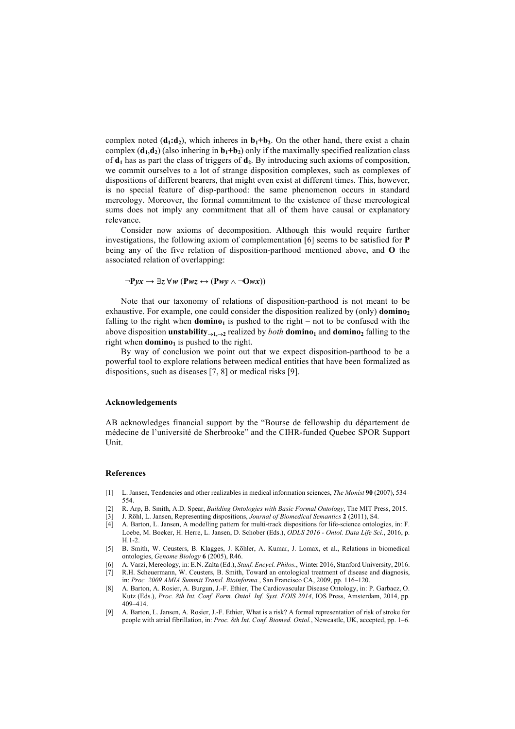complex noted (**d₁:d₂**), which inheres in **b₁+b₂**. On the other hand, there exist a chain complex (**d₁,d₂**) (also inhering in **b₁+b₂**) only if the maximally specified realization class of **d₁** has as part the class of triggers of **d₂**. By introducing such axioms of composition, we commit ourselves to a lot of strange disposition complexes, such as complexes of dispositions of different bearers, that might even exist at different times. This, however, is no special feature of disp-parthood: the same phenomenon occurs in standard mereology. Moreover, the formal commitment to the existence of these mereological sums does not imply any commitment that all of them have causal or explanatory relevance.

Consider now axioms of decomposition. Although this would require further investigations, the following axiom of complementation [6] seems to be satisfied for **P** being any of the five relation of disposition-parthood mentioned above, and **O** the associated relation of overlapping:

$$\neg \mathbf{P}yx \rightarrow \exists z\, \forall w\, (\mathbf{P}wz \leftrightarrow (\mathbf{P}wy \wedge \neg \mathbf{O}wx))$$

Note that our taxonomy of relations of disposition-parthood is not meant to be exhaustive. For example, one could consider the disposition realized by (only) $\mathbf{domino_2}$ falling to the right when $\mathbf{domino_1}$ is pushed to the right – not to be confused with the above disposition $\mathbf{unstability_{\rightarrow 1, \rightarrow 2}}$ realized by *both* $\mathbf{domino_1}$ and $\mathbf{domino_2}$ falling to the right when $\mathbf{domino_1}$ is pushed to the right.

By way of conclusion we point out that we expect disposition-parthood to be a powerful tool to explore relations between medical entities that have been formalized as dispositions, such as diseases [7, 8] or medical risks [9].

### Acknowledgements

AB acknowledges financial support by the "Bourse de fellowship du département de médecine de l'université de Sherbrooke" and the CIHR-funded Quebec SPOR Support Unit.

### References

[1] L. Jansen, Tendencies and other realizables in medical information sciences, *The Monist* **90** (2007), 534–554.

[2] R. Arp, B. Smith, A.D. Spear, *Building Ontologies with Basic Formal Ontology*, The MIT Press, 2015.

[3] J. Röhl, L. Jansen, Representing dispositions, *Journal of Biomedical Semantics* **2** (2011), S4.

[4] A. Barton, L. Jansen, A modelling pattern for multi-track dispositions for life-science ontologies, in: F. Loebe, M. Boeker, H. Herre, L. Jansen, D. Schober (Eds.), *ODLS 2016 - Ontol. Data Life Sci.*, 2016, p. H.1-2.

[5] B. Smith, W. Ceusters, B. Klagges, J. Köhler, A. Kumar, J. Lomax, et al., Relations in biomedical ontologies, *Genome Biology* **6** (2005), R46.

[6] A. Varzi, Mereology, in: E.N. Zalta (Ed.), *Stanf. Encycl. Philos.*, Winter 2016, Stanford University, 2016.

[7] R.H. Scheuermann, W. Ceusters, B. Smith, Toward an ontological treatment of disease and diagnosis, in: *Proc. 2009 AMIA Summit Transl. Bioinforma.*, San Francisco CA, 2009, pp. 116–120.

[8] A. Barton, A. Rosier, A. Burgun, J.-F. Ethier, The Cardiovascular Disease Ontology, in: P. Garbacz, O. Kutz (Eds.), *Proc. 8th Int. Conf. Form. Ontol. Inf. Syst. FOIS 2014*, IOS Press, Amsterdam, 2014, pp. 409–414.

[9] A. Barton, L. Jansen, A. Rosier, J.-F. Ethier, What is a risk? A formal representation of risk of stroke for people with atrial fibrillation, in: *Proc. 8th Int. Conf. Biomed. Ontol.*, Newcastle, UK, accepted, pp. 1–6.